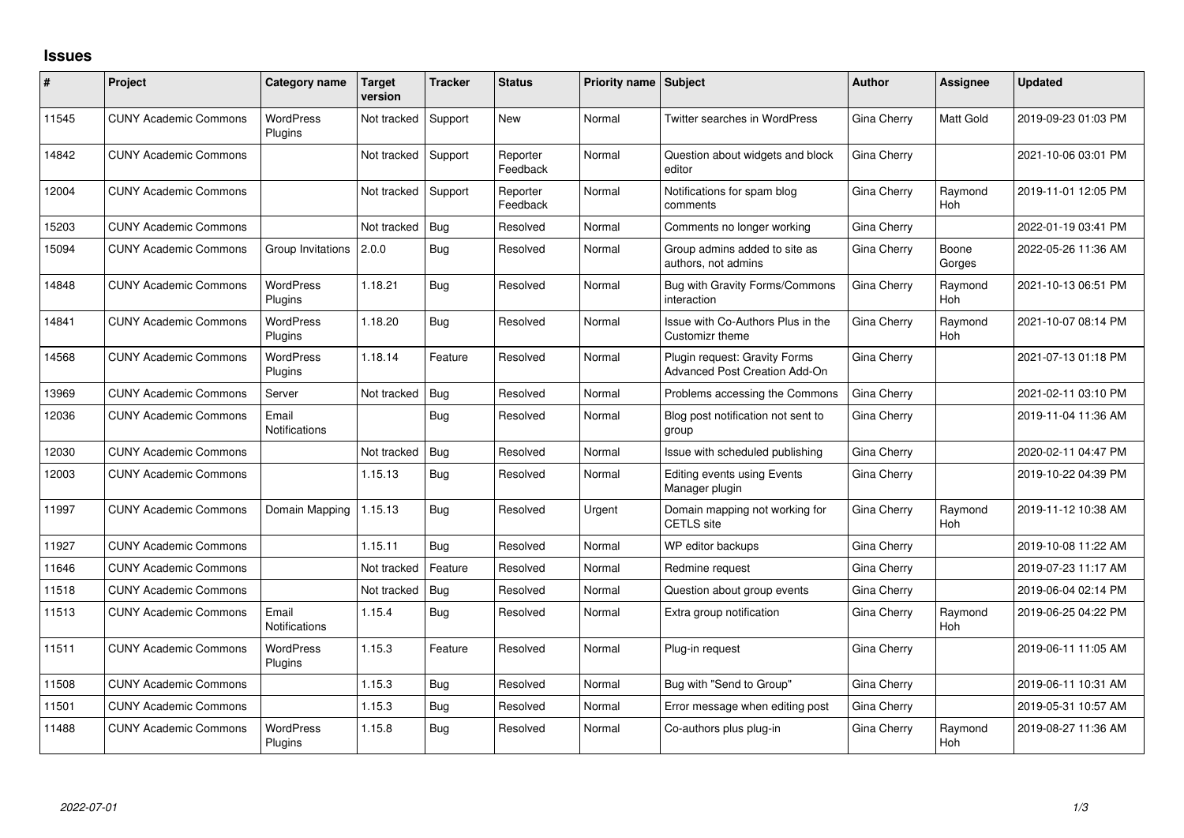## Issues

| # | Project | Category name | Target version | Tracker | Status | Priority name | Subject | Author | Assignee | Updated |
|---|---|---|---|---|---|---|---|---|---|---|
| 11545 | CUNY Academic Commons | WordPress Plugins | Not tracked | Support | New | Normal | Twitter searches in WordPress | Gina Cherry | Matt Gold | 2019-09-23 01:03 PM |
| 14842 | CUNY Academic Commons | | Not tracked | Support | Reporter Feedback | Normal | Question about widgets and block editor | Gina Cherry | | 2021-10-06 03:01 PM |
| 12004 | CUNY Academic Commons | | Not tracked | Support | Reporter Feedback | Normal | Notifications for spam blog comments | Gina Cherry | Raymond Hoh | 2019-11-01 12:05 PM |
| 15203 | CUNY Academic Commons | | Not tracked | Bug | Resolved | Normal | Comments no longer working | Gina Cherry | | 2022-01-19 03:41 PM |
| 15094 | CUNY Academic Commons | Group Invitations | 2.0.0 | Bug | Resolved | Normal | Group admins added to site as authors, not admins | Gina Cherry | Boone Gorges | 2022-05-26 11:36 AM |
| 14848 | CUNY Academic Commons | WordPress Plugins | 1.18.21 | Bug | Resolved | Normal | Bug with Gravity Forms/Commons interaction | Gina Cherry | Raymond Hoh | 2021-10-13 06:51 PM |
| 14841 | CUNY Academic Commons | WordPress Plugins | 1.18.20 | Bug | Resolved | Normal | Issue with Co-Authors Plus in the Customizr theme | Gina Cherry | Raymond Hoh | 2021-10-07 08:14 PM |
| 14568 | CUNY Academic Commons | WordPress Plugins | 1.18.14 | Feature | Resolved | Normal | Plugin request: Gravity Forms Advanced Post Creation Add-On | Gina Cherry | | 2021-07-13 01:18 PM |
| 13969 | CUNY Academic Commons | Server | Not tracked | Bug | Resolved | Normal | Problems accessing the Commons | Gina Cherry | | 2021-02-11 03:10 PM |
| 12036 | CUNY Academic Commons | Email Notifications | | Bug | Resolved | Normal | Blog post notification not sent to group | Gina Cherry | | 2019-11-04 11:36 AM |
| 12030 | CUNY Academic Commons | | Not tracked | Bug | Resolved | Normal | Issue with scheduled publishing | Gina Cherry | | 2020-02-11 04:47 PM |
| 12003 | CUNY Academic Commons | | 1.15.13 | Bug | Resolved | Normal | Editing events using Events Manager plugin | Gina Cherry | | 2019-10-22 04:39 PM |
| 11997 | CUNY Academic Commons | Domain Mapping | 1.15.13 | Bug | Resolved | Urgent | Domain mapping not working for CETLS site | Gina Cherry | Raymond Hoh | 2019-11-12 10:38 AM |
| 11927 | CUNY Academic Commons | | 1.15.11 | Bug | Resolved | Normal | WP editor backups | Gina Cherry | | 2019-10-08 11:22 AM |
| 11646 | CUNY Academic Commons | | Not tracked | Feature | Resolved | Normal | Redmine request | Gina Cherry | | 2019-07-23 11:17 AM |
| 11518 | CUNY Academic Commons | | Not tracked | Bug | Resolved | Normal | Question about group events | Gina Cherry | | 2019-06-04 02:14 PM |
| 11513 | CUNY Academic Commons | Email Notifications | 1.15.4 | Bug | Resolved | Normal | Extra group notification | Gina Cherry | Raymond Hoh | 2019-06-25 04:22 PM |
| 11511 | CUNY Academic Commons | WordPress Plugins | 1.15.3 | Feature | Resolved | Normal | Plug-in request | Gina Cherry | | 2019-06-11 11:05 AM |
| 11508 | CUNY Academic Commons | | 1.15.3 | Bug | Resolved | Normal | Bug with "Send to Group" | Gina Cherry | | 2019-06-11 10:31 AM |
| 11501 | CUNY Academic Commons | | 1.15.3 | Bug | Resolved | Normal | Error message when editing post | Gina Cherry | | 2019-05-31 10:57 AM |
| 11488 | CUNY Academic Commons | WordPress Plugins | 1.15.8 | Bug | Resolved | Normal | Co-authors plus plug-in | Gina Cherry | Raymond Hoh | 2019-08-27 11:36 AM |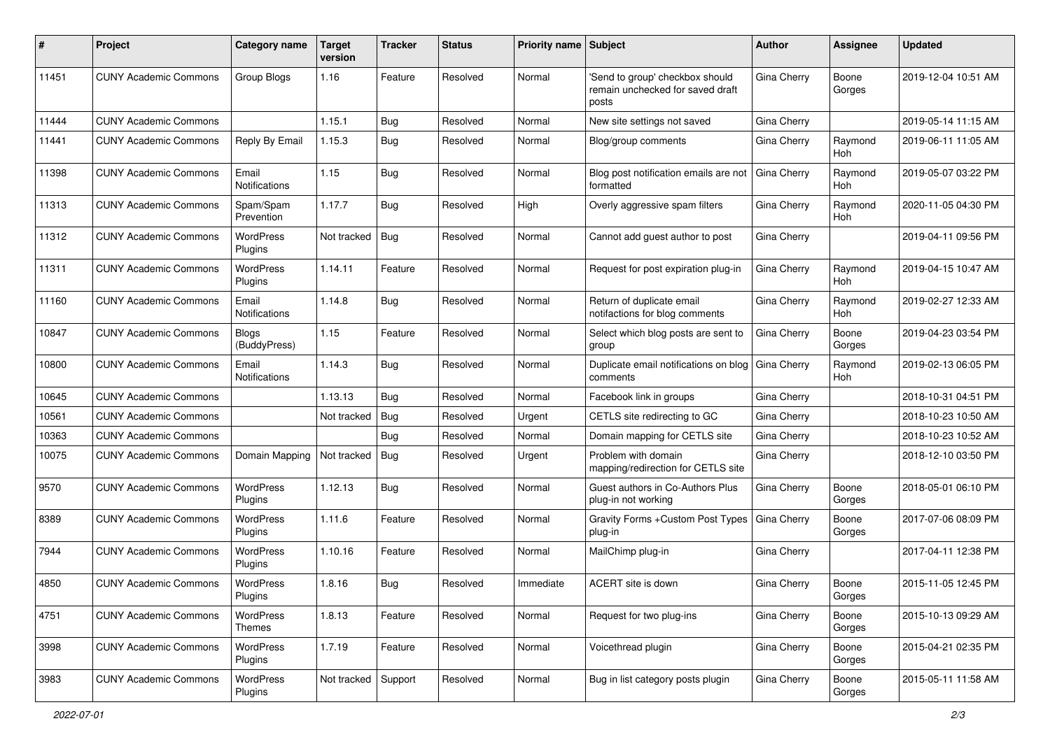| # | Project | Category name | Target version | Tracker | Status | Priority name | Subject | Author | Assignee | Updated |
|---|---|---|---|---|---|---|---|---|---|---|
| 11451 | CUNY Academic Commons | Group Blogs | 1.16 | Feature | Resolved | Normal | 'Send to group' checkbox should remain unchecked for saved draft posts | Gina Cherry | Boone Gorges | 2019-12-04 10:51 AM |
| 11444 | CUNY Academic Commons | | 1.15.1 | Bug | Resolved | Normal | New site settings not saved | Gina Cherry | | 2019-05-14 11:15 AM |
| 11441 | CUNY Academic Commons | Reply By Email | 1.15.3 | Bug | Resolved | Normal | Blog/group comments | Gina Cherry | Raymond Hoh | 2019-06-11 11:05 AM |
| 11398 | CUNY Academic Commons | Email Notifications | 1.15 | Bug | Resolved | Normal | Blog post notification emails are not formatted | Gina Cherry | Raymond Hoh | 2019-05-07 03:22 PM |
| 11313 | CUNY Academic Commons | Spam/Spam Prevention | 1.17.7 | Bug | Resolved | High | Overly aggressive spam filters | Gina Cherry | Raymond Hoh | 2020-11-05 04:30 PM |
| 11312 | CUNY Academic Commons | WordPress Plugins | Not tracked | Bug | Resolved | Normal | Cannot add guest author to post | Gina Cherry | | 2019-04-11 09:56 PM |
| 11311 | CUNY Academic Commons | WordPress Plugins | 1.14.11 | Feature | Resolved | Normal | Request for post expiration plug-in | Gina Cherry | Raymond Hoh | 2019-04-15 10:47 AM |
| 11160 | CUNY Academic Commons | Email Notifications | 1.14.8 | Bug | Resolved | Normal | Return of duplicate email notifactions for blog comments | Gina Cherry | Raymond Hoh | 2019-02-27 12:33 AM |
| 10847 | CUNY Academic Commons | Blogs (BuddyPress) | 1.15 | Feature | Resolved | Normal | Select which blog posts are sent to group | Gina Cherry | Boone Gorges | 2019-04-23 03:54 PM |
| 10800 | CUNY Academic Commons | Email Notifications | 1.14.3 | Bug | Resolved | Normal | Duplicate email notifications on blog comments | Gina Cherry | Raymond Hoh | 2019-02-13 06:05 PM |
| 10645 | CUNY Academic Commons | | 1.13.13 | Bug | Resolved | Normal | Facebook link in groups | Gina Cherry | | 2018-10-31 04:51 PM |
| 10561 | CUNY Academic Commons | | Not tracked | Bug | Resolved | Urgent | CETLS site redirecting to GC | Gina Cherry | | 2018-10-23 10:50 AM |
| 10363 | CUNY Academic Commons | | | Bug | Resolved | Normal | Domain mapping for CETLS site | Gina Cherry | | 2018-10-23 10:52 AM |
| 10075 | CUNY Academic Commons | Domain Mapping | Not tracked | Bug | Resolved | Urgent | Problem with domain mapping/redirection for CETLS site | Gina Cherry | | 2018-12-10 03:50 PM |
| 9570 | CUNY Academic Commons | WordPress Plugins | 1.12.13 | Bug | Resolved | Normal | Guest authors in Co-Authors Plus plug-in not working | Gina Cherry | Boone Gorges | 2018-05-01 06:10 PM |
| 8389 | CUNY Academic Commons | WordPress Plugins | 1.11.6 | Feature | Resolved | Normal | Gravity Forms +Custom Post Types plug-in | Gina Cherry | Boone Gorges | 2017-07-06 08:09 PM |
| 7944 | CUNY Academic Commons | WordPress Plugins | 1.10.16 | Feature | Resolved | Normal | MailChimp plug-in | Gina Cherry | | 2017-04-11 12:38 PM |
| 4850 | CUNY Academic Commons | WordPress Plugins | 1.8.16 | Bug | Resolved | Immediate | ACERT site is down | Gina Cherry | Boone Gorges | 2015-11-05 12:45 PM |
| 4751 | CUNY Academic Commons | WordPress Themes | 1.8.13 | Feature | Resolved | Normal | Request for two plug-ins | Gina Cherry | Boone Gorges | 2015-10-13 09:29 AM |
| 3998 | CUNY Academic Commons | WordPress Plugins | 1.7.19 | Feature | Resolved | Normal | Voicethread plugin | Gina Cherry | Boone Gorges | 2015-04-21 02:35 PM |
| 3983 | CUNY Academic Commons | WordPress Plugins | Not tracked | Support | Resolved | Normal | Bug in list category posts plugin | Gina Cherry | Boone Gorges | 2015-05-11 11:58 AM |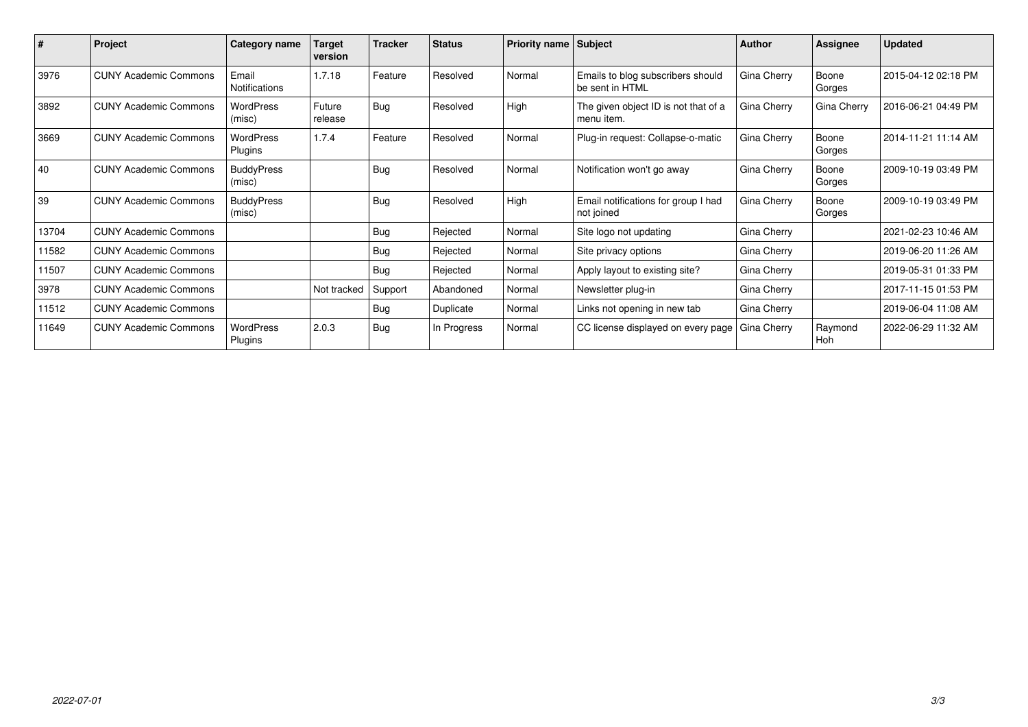| # | Project | Category name | Target version | Tracker | Status | Priority name | Subject | Author | Assignee | Updated |
|---|---|---|---|---|---|---|---|---|---|---|
| 3976 | CUNY Academic Commons | Email Notifications | 1.7.18 | Feature | Resolved | Normal | Emails to blog subscribers should be sent in HTML | Gina Cherry | Boone Gorges | 2015-04-12 02:18 PM |
| 3892 | CUNY Academic Commons | WordPress (misc) | Future release | Bug | Resolved | High | The given object ID is not that of a menu item. | Gina Cherry | Gina Cherry | 2016-06-21 04:49 PM |
| 3669 | CUNY Academic Commons | WordPress Plugins | 1.7.4 | Feature | Resolved | Normal | Plug-in request: Collapse-o-matic | Gina Cherry | Boone Gorges | 2014-11-21 11:14 AM |
| 40 | CUNY Academic Commons | BuddyPress (misc) | | Bug | Resolved | Normal | Notification won't go away | Gina Cherry | Boone Gorges | 2009-10-19 03:49 PM |
| 39 | CUNY Academic Commons | BuddyPress (misc) | | Bug | Resolved | High | Email notifications for group I had not joined | Gina Cherry | Boone Gorges | 2009-10-19 03:49 PM |
| 13704 | CUNY Academic Commons | | | Bug | Rejected | Normal | Site logo not updating | Gina Cherry | | 2021-02-23 10:46 AM |
| 11582 | CUNY Academic Commons | | | Bug | Rejected | Normal | Site privacy options | Gina Cherry | | 2019-06-20 11:26 AM |
| 11507 | CUNY Academic Commons | | | Bug | Rejected | Normal | Apply layout to existing site? | Gina Cherry | | 2019-05-31 01:33 PM |
| 3978 | CUNY Academic Commons | | Not tracked | Support | Abandoned | Normal | Newsletter plug-in | Gina Cherry | | 2017-11-15 01:53 PM |
| 11512 | CUNY Academic Commons | | | Bug | Duplicate | Normal | Links not opening in new tab | Gina Cherry | | 2019-06-04 11:08 AM |
| 11649 | CUNY Academic Commons | WordPress Plugins | 2.0.3 | Bug | In Progress | Normal | CC license displayed on every page | Gina Cherry | Raymond Hoh | 2022-06-29 11:32 AM |